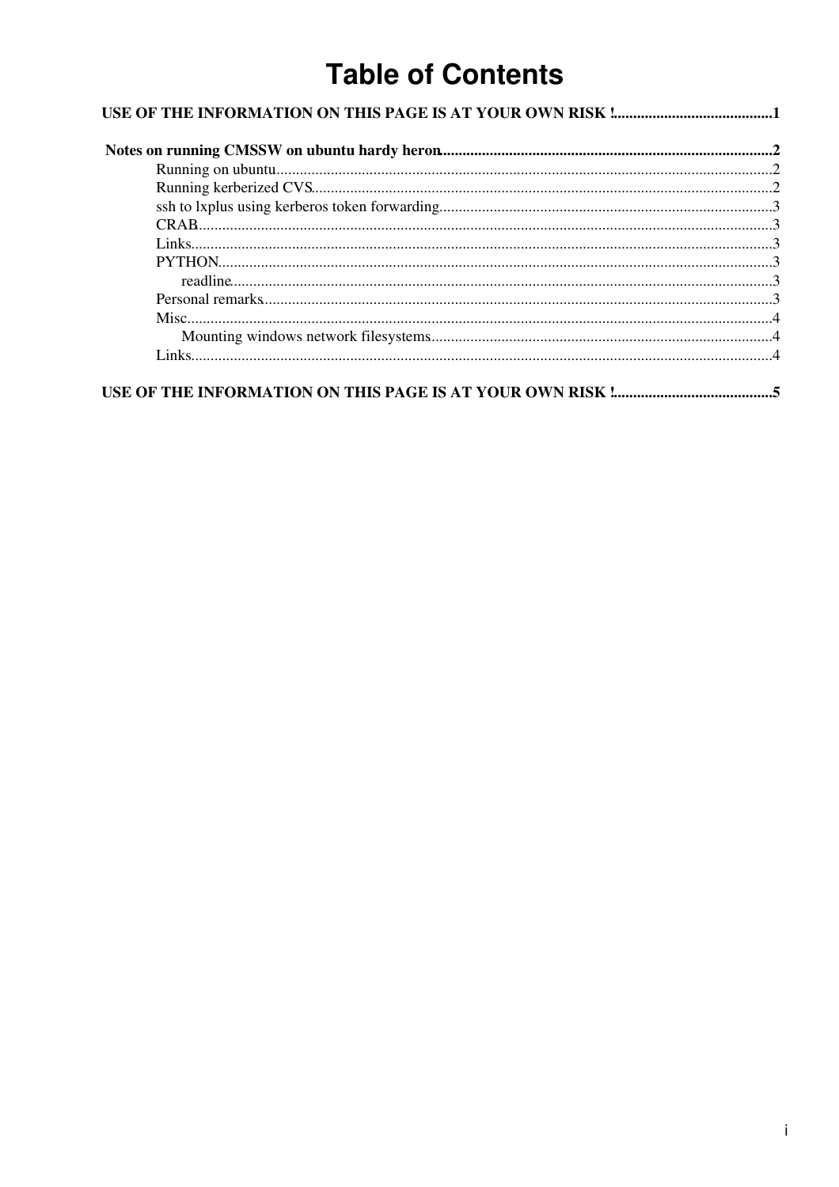# Table of Contents

**USE OF THE INFORMATION ON THIS PAGE IS AT YOUR OWN RISK !** .......... 1

**Notes on running CMSSW on ubuntu hardy heron** .......... 2

- Running on ubuntu .......... 2
- Running kerberized CVS .......... 2
- ssh to lxplus using kerberos token forwarding .......... 3
- CRAB .......... 3
- Links .......... 3
- PYTHON .......... 3
  - readline .......... 3
- Personal remarks .......... 3
- Misc .......... 4
  - Mounting windows network filesystems .......... 4
- Links .......... 4

**USE OF THE INFORMATION ON THIS PAGE IS AT YOUR OWN RISK !** .......... 5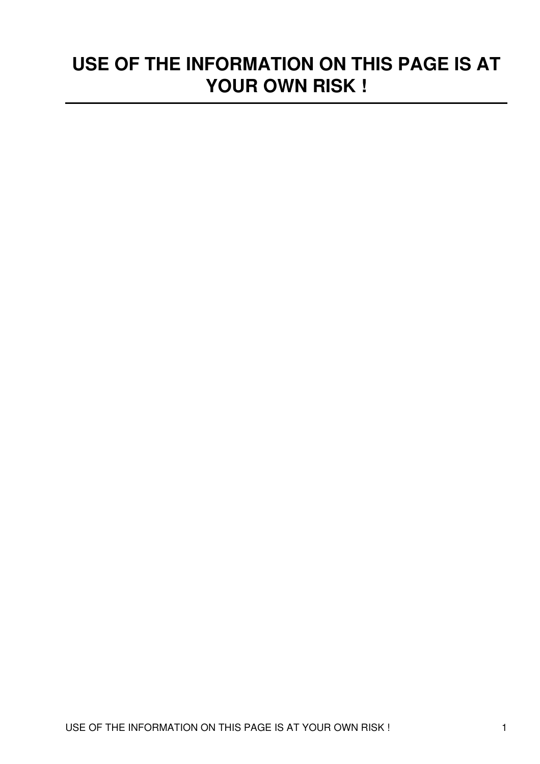# USE OF THE INFORMATION ON THIS PAGE IS AT YOUR OWN RISK !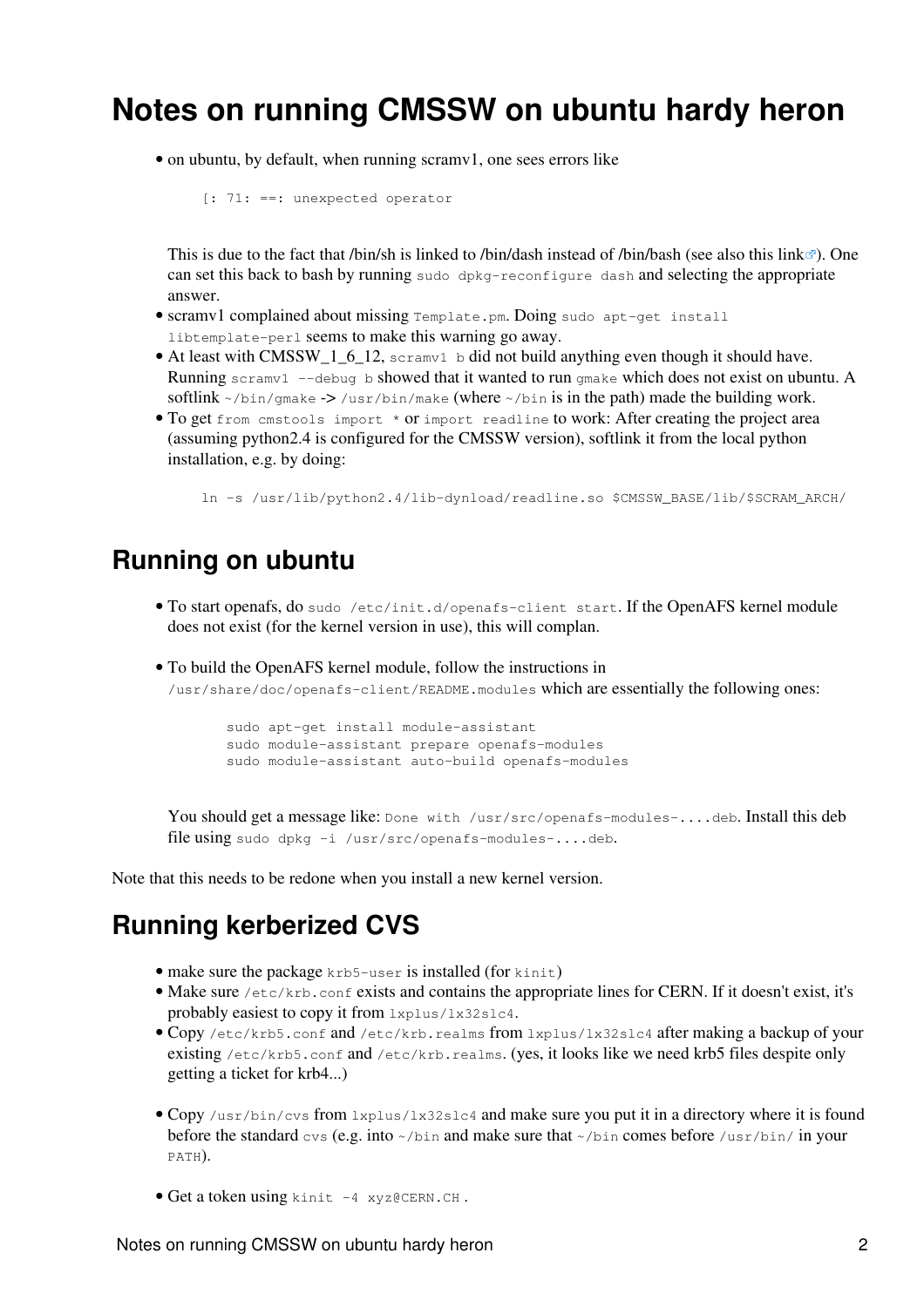# Notes on running CMSSW on ubuntu hardy heron

- on ubuntu, by default, when running scramv1, one sees errors like

  ```
  [: 71: ==: unexpected operator
  ```

  This is due to the fact that /bin/sh is linked to /bin/dash instead of /bin/bash (see also this link). One can set this back to bash by running `sudo dpkg-reconfigure dash` and selecting the appropriate answer.
- scramv1 complained about missing `Template.pm`. Doing `sudo apt-get install libtemplate-perl` seems to make this warning go away.
- At least with CMSSW_1_6_12, `scramv1 b` did not build anything even though it should have. Running `scramv1 --debug b` showed that it wanted to run `gmake` which does not exist on ubuntu. A softlink `~/bin/gmake` -> `/usr/bin/make` (where `~/bin` is in the path) made the building work.
- To get `from cmstools import *` or `import readline` to work: After creating the project area (assuming python2.4 is configured for the CMSSW version), softlink it from the local python installation, e.g. by doing:

  ```
  ln -s /usr/lib/python2.4/lib-dynload/readline.so $CMSSW_BASE/lib/$SCRAM_ARCH/
  ```

## Running on ubuntu

- To start openafs, do `sudo /etc/init.d/openafs-client start`. If the OpenAFS kernel module does not exist (for the kernel version in use), this will complan.

- To build the OpenAFS kernel module, follow the instructions in `/usr/share/doc/openafs-client/README.modules` which are essentially the following ones:

  ```
  sudo apt-get install module-assistant
  sudo module-assistant prepare openafs-modules
  sudo module-assistant auto-build openafs-modules
  ```

  You should get a message like: `Done with /usr/src/openafs-modules-....deb`. Install this deb file using `sudo dpkg -i /usr/src/openafs-modules-....deb`.

Note that this needs to be redone when you install a new kernel version.

## Running kerberized CVS

- make sure the package `krb5-user` is installed (for `kinit`)
- Make sure `/etc/krb.conf` exists and contains the appropriate lines for CERN. If it doesn't exist, it's probably easiest to copy it from `lxplus/lx32slc4`.
- Copy `/etc/krb5.conf` and `/etc/krb.realms` from `lxplus/lx32slc4` after making a backup of your existing `/etc/krb5.conf` and `/etc/krb.realms`. (yes, it looks like we need krb5 files despite only getting a ticket for krb4...)

- Copy `/usr/bin/cvs` from `lxplus/lx32slc4` and make sure you put it in a directory where it is found before the standard `cvs` (e.g. into `~/bin` and make sure that `~/bin` comes before `/usr/bin/` in your `PATH`).

- Get a token using `kinit -4 xyz@CERN.CH` .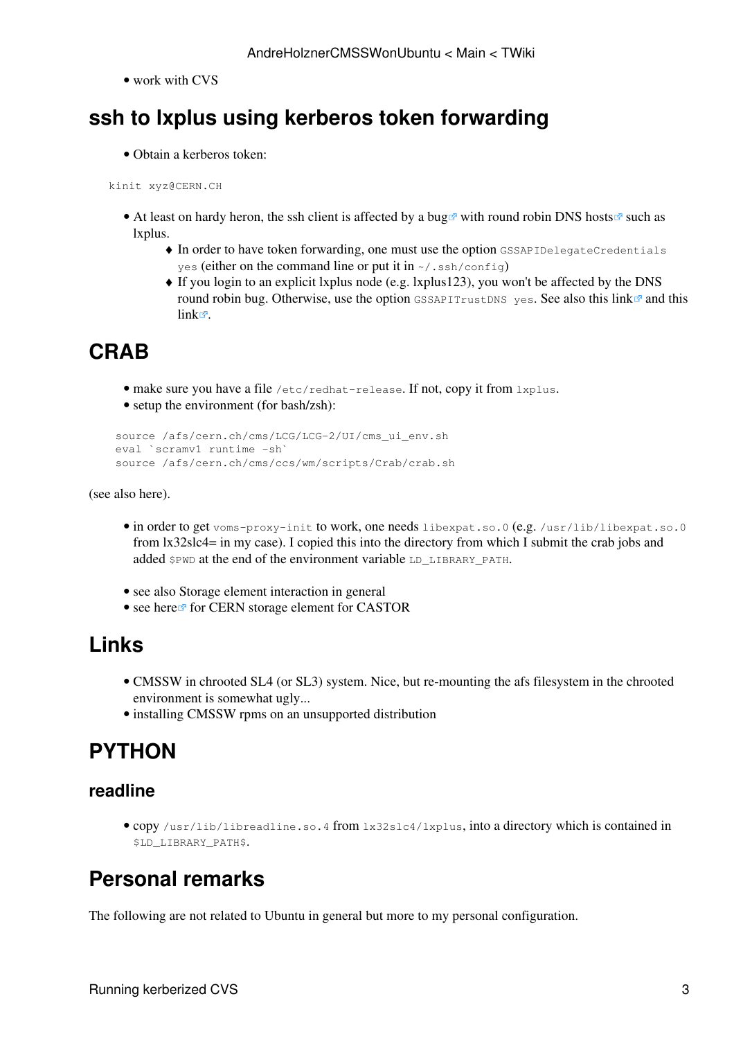- work with CVS

## ssh to lxplus using kerberos token forwarding

- Obtain a kerberos token:

```
kinit xyz@CERN.CH
```

- At least on hardy heron, the ssh client is affected by a bug with round robin DNS hosts such as lxplus.
    - In order to have token forwarding, one must use the option `GSSAPIDelegateCredentials yes` (either on the command line or put it in `~/.ssh/config`)
    - If you login to an explicit lxplus node (e.g. lxplus123), you won't be affected by the DNS round robin bug. Otherwise, use the option `GSSAPITrustDNS yes`. See also this link and this link.

## CRAB

- make sure you have a file `/etc/redhat-release`. If not, copy it from `lxplus`.
- setup the environment (for bash/zsh):

```
source /afs/cern.ch/cms/LCG/LCG-2/UI/cms_ui_env.sh
eval `scramv1 runtime -sh`
source /afs/cern.ch/cms/ccs/wm/scripts/Crab/crab.sh
```

(see also here).

- in order to get `voms-proxy-init` to work, one needs `libexpat.so.0` (e.g. `/usr/lib/libexpat.so.0` from lx32slc4= in my case). I copied this into the directory from which I submit the crab jobs and added `$PWD` at the end of the environment variable `LD_LIBRARY_PATH`.

- see also Storage element interaction in general
- see here for CERN storage element for CASTOR

## Links

- CMSSW in chrooted SL4 (or SL3) system. Nice, but re-mounting the afs filesystem in the chrooted environment is somewhat ugly...
- installing CMSSW rpms on an unsupported distribution

## PYTHON

### readline

- copy `/usr/lib/libreadline.so.4` from `lx32slc4/lxplus`, into a directory which is contained in `$LD_LIBRARY_PATH$`.

## Personal remarks

The following are not related to Ubuntu in general but more to my personal configuration.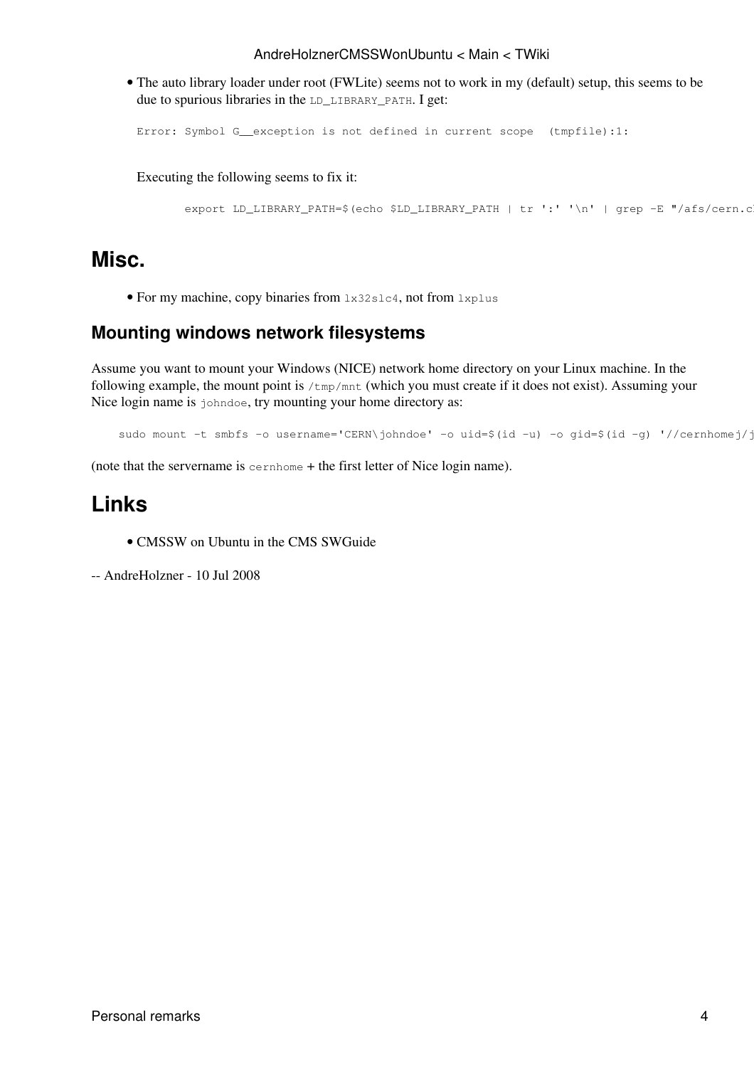- The auto library loader under root (FWLite) seems not to work in my (default) setup, this seems to be due to spurious libraries in the `LD_LIBRARY_PATH`. I get:

  ```
  Error: Symbol G__exception is not defined in current scope  (tmpfile):1:
  ```

  Executing the following seems to fix it:

  ```
  export LD_LIBRARY_PATH=$(echo $LD_LIBRARY_PATH | tr ':' '\n' | grep -E "/afs/cern.c
  ```

# Misc.

- For my machine, copy binaries from `lx32slc4`, not from `lxplus`

## Mounting windows network filesystems

Assume you want to mount your Windows (NICE) network home directory on your Linux machine. In the following example, the mount point is `/tmp/mnt` (which you must create if it does not exist). Assuming your Nice login name is `johndoe`, try mounting your home directory as:

```
sudo mount -t smbfs -o username='CERN\johndoe' -o uid=$(id -u) -o gid=$(id -g) '//cernhomej/j
```

(note that the servername is `cernhome` + the first letter of Nice login name).

# Links

- CMSSW on Ubuntu in the CMS SWGuide

-- AndreHolzner - 10 Jul 2008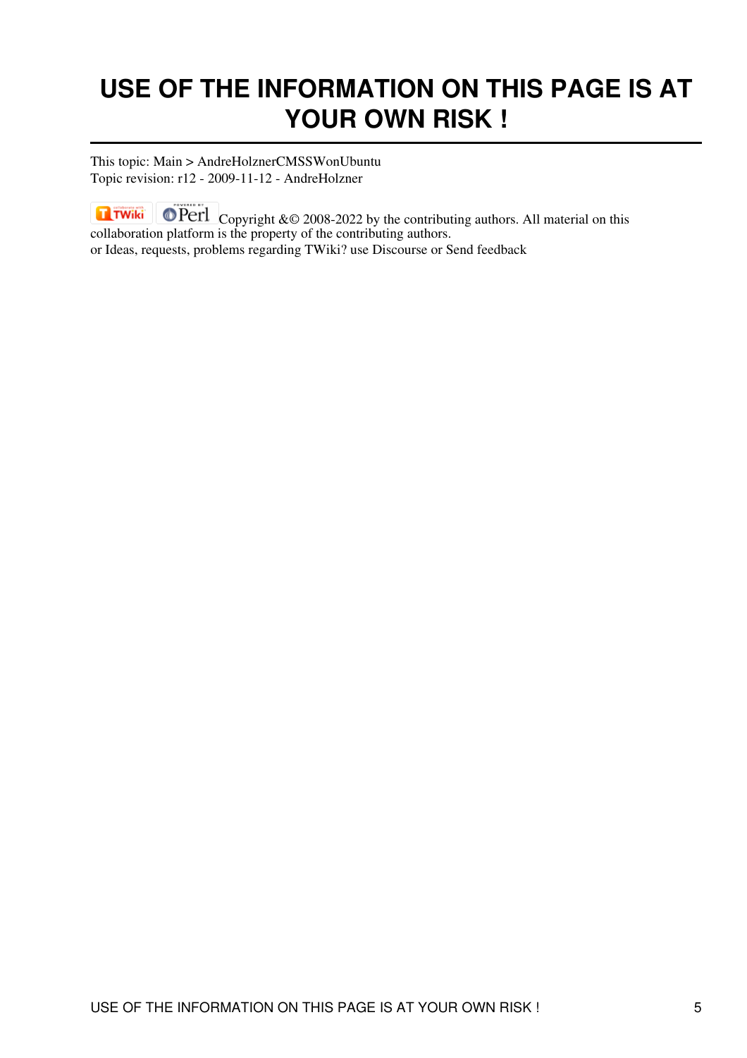# USE OF THE INFORMATION ON THIS PAGE IS AT YOUR OWN RISK !

This topic: Main > AndreHolznerCMSSWonUbuntu
Topic revision: r12 - 2009-11-12 - AndreHolzner

Copyright &© 2008-2022 by the contributing authors. All material on this collaboration platform is the property of the contributing authors.
or Ideas, requests, problems regarding TWiki? use Discourse or Send feedback